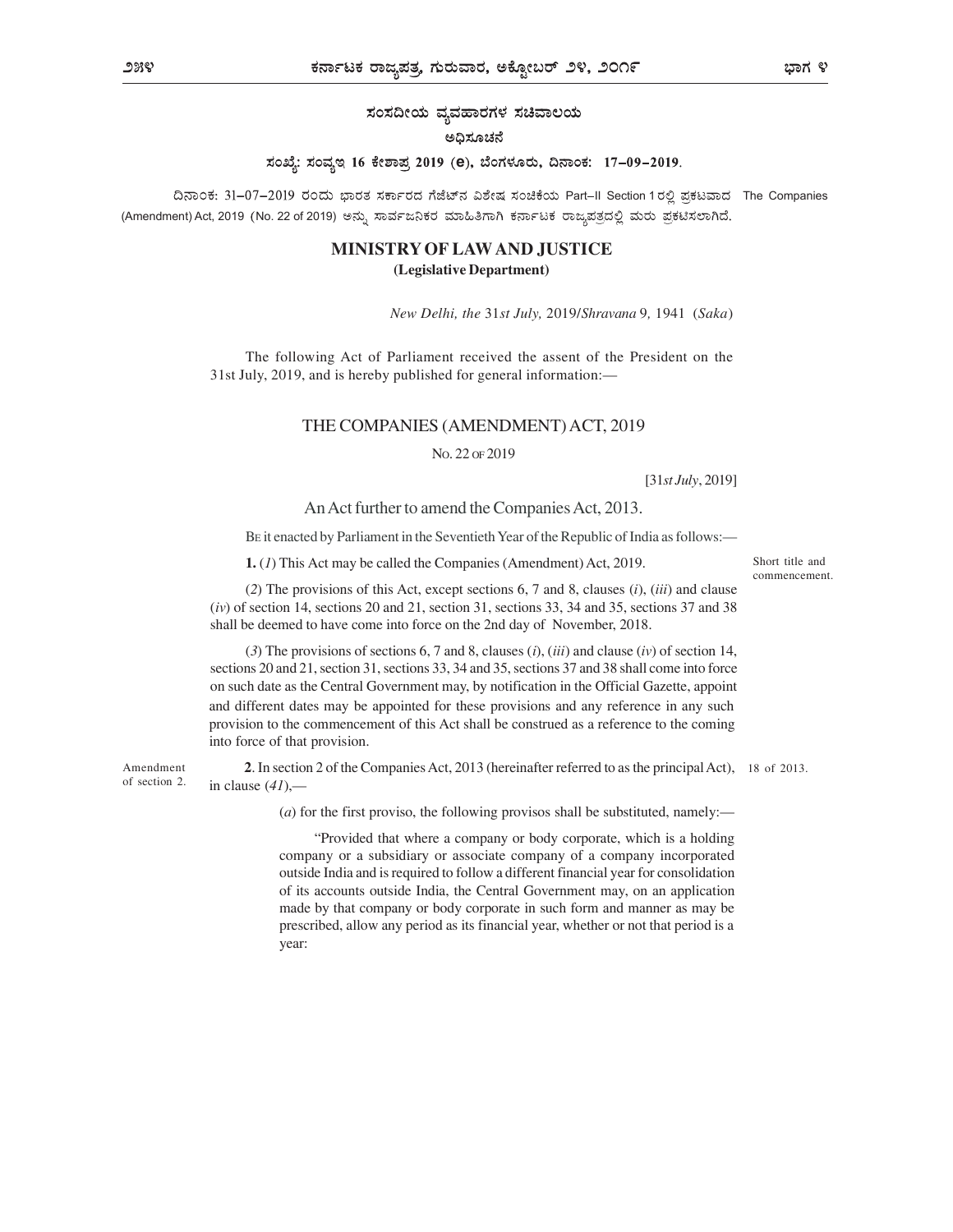ಸಂಸದೀಯ ವ್ಯವಹಾರಗಳ ಸಚಿವಾಲಯ

ಅಧಿಸೂಚನೆ

**ಸಂಖ್ಯೆ: ಸಂವ್ಯಇ 16 ಕೇಶಾಪ್ರ 2019 (e), ಬೆಂಗಳೂರು, ದಿನಾಂಕ: 17-09-2019.**

ದಿನಾಂಕ: 31-07-2019 ರಂದು ಭಾರತ ಸರ್ಕಾರದ ಗೆಜೆಟ್‌ನ ವಿಶೇಷ ಸಂಚಿಕೆಯ Part-II Section 1 ರಲ್ಲಿ ಪ್ರಕಟವಾದ The Companies (Amendment) Act, 2019 (No. 22 of 2019) ಅನ್ನು ಸಾರ್ವಜನಿಕರ ಮಾಹಿತಿಗಾಗಿ ಕರ್ನಾಟಕ ರಾಜ್ಯಪತ್ರದಲ್ಲಿ ಮರು ಪ್ರಕಟಿಸಲಾಗಿದೆ.

## MINISTRY OF LAW AND JUSTICE

**(Legislative Department)**

*New Delhi, the* 31*st July,* 2019/*Shravana* 9, 1941 (*Saka*)

The following Act of Parliament received the assent of the President on the 31st July, 2019, and is hereby published for general information:—

## THE COMPANIES (AMENDMENT) ACT, 2019

No. 22 of 2019

[31*st July*, 2019]

An Act further to amend the Companies Act, 2013.

Be it enacted by Parliament in the Seventieth Year of the Republic of India as follows:—

*Short title and commencement.*

**1.** (*1*) This Act may be called the Companies (Amendment) Act, 2019.

(*2*) The provisions of this Act, except sections 6, 7 and 8, clauses (*i*), (*iii*) and clause (*iv*) of section 14, sections 20 and 21, section 31, sections 33, 34 and 35, sections 37 and 38 shall be deemed to have come into force on the 2nd day of November, 2018.

(*3*) The provisions of sections 6, 7 and 8, clauses (*i*), (*iii*) and clause (*iv*) of section 14, sections 20 and 21, section 31, sections 33, 34 and 35, sections 37 and 38 shall come into force on such date as the Central Government may, by notification in the Official Gazette, appoint and different dates may be appointed for these provisions and any reference in any such provision to the commencement of this Act shall be construed as a reference to the coming into force of that provision.

*Amendment of section 2.*

**2**. In section 2 of the Companies Act, 2013 (hereinafter referred to as the principal Act), in clause (*41*),—

*18 of 2013.*

(*a*) for the first proviso, the following provisos shall be substituted, namely:—

"Provided that where a company or body corporate, which is a holding company or a subsidiary or associate company of a company incorporated outside India and is required to follow a different financial year for consolidation of its accounts outside India, the Central Government may, on an application made by that company or body corporate in such form and manner as may be prescribed, allow any period as its financial year, whether or not that period is a year: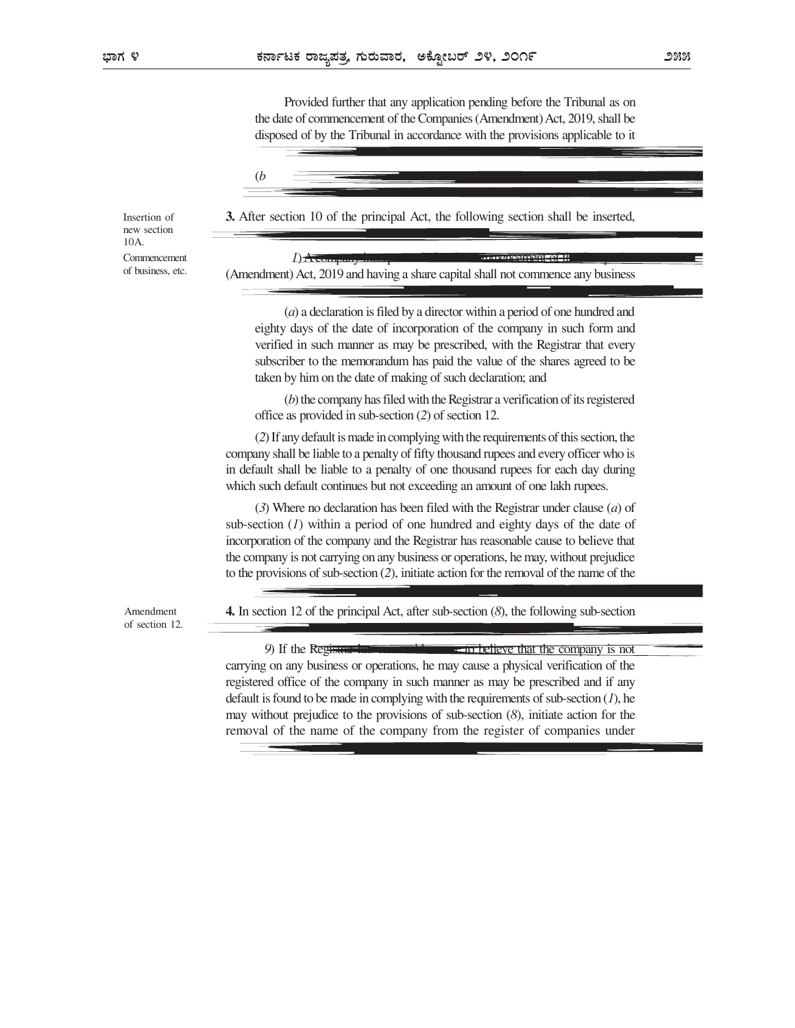Provided further that any application pending before the Tribunal as on the date of commencement of the Companies (Amendment) Act, 2019, shall be disposed of by the Tribunal in accordance with the provisions applicable to it

(*b*

Insertion of new section 10A.

**3.** After section 10 of the principal Act, the following section shall be inserted,

Commencement of business, etc.

*1*) A company

(Amendment) Act, 2019 and having a share capital shall not commence any business

(*a*) a declaration is filed by a director within a period of one hundred and eighty days of the date of incorporation of the company in such form and verified in such manner as may be prescribed, with the Registrar that every subscriber to the memorandum has paid the value of the shares agreed to be taken by him on the date of making of such declaration; and

(*b*) the company has filed with the Registrar a verification of its registered office as provided in sub-section (*2*) of section 12.

(*2*) If any default is made in complying with the requirements of this section, the company shall be liable to a penalty of fifty thousand rupees and every officer who is in default shall be liable to a penalty of one thousand rupees for each day during which such default continues but not exceeding an amount of one lakh rupees.

(*3*) Where no declaration has been filed with the Registrar under clause (*a*) of sub-section (*1*) within a period of one hundred and eighty days of the date of incorporation of the company and the Registrar has reasonable cause to believe that the company is not carrying on any business or operations, he may, without prejudice to the provisions of sub-section (*2*), initiate action for the removal of the name of the

Amendment of section 12.

**4.** In section 12 of the principal Act, after sub-section (*8*), the following sub-section

*9*) If the Registrar to believe that the company is not carrying on any business or operations, he may cause a physical verification of the registered office of the company in such manner as may be prescribed and if any default is found to be made in complying with the requirements of sub-section (*1*), he may without prejudice to the provisions of sub-section (*8*), initiate action for the removal of the name of the company from the register of companies under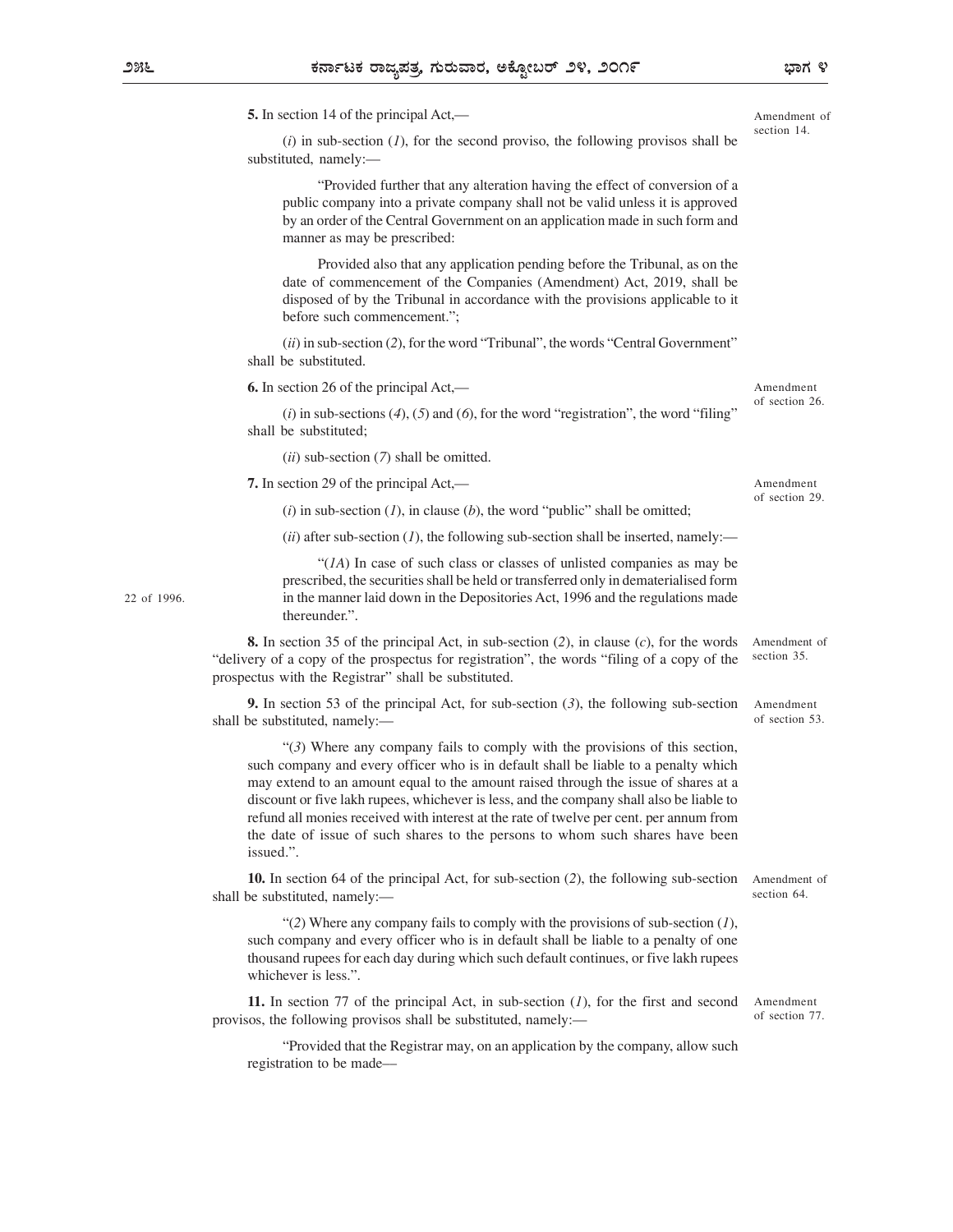**5.** In section 14 of the principal Act,—

Amendment of section 14.

(*i*) in sub-section (*1*), for the second proviso, the following provisos shall be substituted, namely:—

"Provided further that any alteration having the effect of conversion of a public company into a private company shall not be valid unless it is approved by an order of the Central Government on an application made in such form and manner as may be prescribed:

Provided also that any application pending before the Tribunal, as on the date of commencement of the Companies (Amendment) Act, 2019, shall be disposed of by the Tribunal in accordance with the provisions applicable to it before such commencement.";

(*ii*) in sub-section (*2*), for the word "Tribunal", the words "Central Government" shall be substituted.

**6.** In section 26 of the principal Act,—

Amendment of section 26.

(*i*) in sub-sections (*4*), (*5*) and (*6*), for the word "registration", the word "filing" shall be substituted;

(*ii*) sub-section (*7*) shall be omitted.

**7.** In section 29 of the principal Act,—

Amendment of section 29.

(*i*) in sub-section (*1*), in clause (*b*), the word "public" shall be omitted;

(*ii*) after sub-section (*1*), the following sub-section shall be inserted, namely:—

"(*1A*) In case of such class or classes of unlisted companies as may be prescribed, the securities shall be held or transferred only in dematerialised form in the manner laid down in the Depositories Act, 1996 and the regulations made thereunder.".

22 of 1996.

**8.** In section 35 of the principal Act, in sub-section (*2*), in clause (*c*), for the words "delivery of a copy of the prospectus for registration", the words "filing of a copy of the prospectus with the Registrar" shall be substituted.

Amendment of section 35.

**9.** In section 53 of the principal Act, for sub-section (*3*), the following sub-section shall be substituted, namely:—

Amendment of section 53.

"(*3*) Where any company fails to comply with the provisions of this section, such company and every officer who is in default shall be liable to a penalty which may extend to an amount equal to the amount raised through the issue of shares at a discount or five lakh rupees, whichever is less, and the company shall also be liable to refund all monies received with interest at the rate of twelve per cent. per annum from the date of issue of such shares to the persons to whom such shares have been issued.".

**10.** In section 64 of the principal Act, for sub-section (*2*), the following sub-section shall be substituted, namely:—

Amendment of section 64.

"(*2*) Where any company fails to comply with the provisions of sub-section (*1*), such company and every officer who is in default shall be liable to a penalty of one thousand rupees for each day during which such default continues, or five lakh rupees whichever is less.".

**11.** In section 77 of the principal Act, in sub-section (*1*), for the first and second provisos, the following provisos shall be substituted, namely:—

Amendment of section 77.

"Provided that the Registrar may, on an application by the company, allow such registration to be made—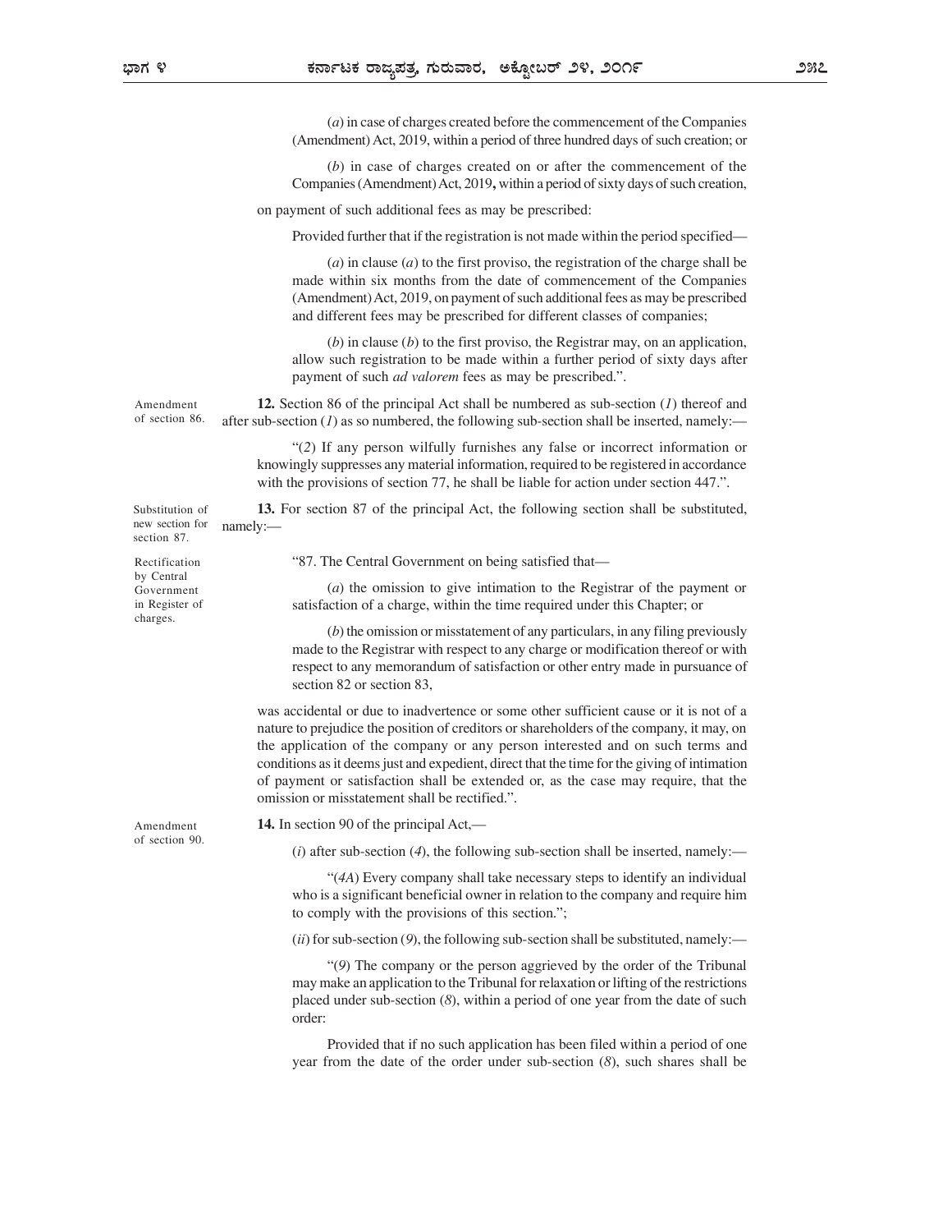(*a*) in case of charges created before the commencement of the Companies (Amendment) Act, 2019, within a period of three hundred days of such creation; or

(*b*) in case of charges created on or after the commencement of the Companies (Amendment) Act, 2019**,** within a period of sixty days of such creation,

on payment of such additional fees as may be prescribed:

Provided further that if the registration is not made within the period specified—

(*a*) in clause (*a*) to the first proviso, the registration of the charge shall be made within six months from the date of commencement of the Companies (Amendment) Act, 2019, on payment of such additional fees as may be prescribed and different fees may be prescribed for different classes of companies;

(*b*) in clause (*b*) to the first proviso, the Registrar may, on an application, allow such registration to be made within a further period of sixty days after payment of such *ad valorem* fees as may be prescribed.".

Amendment of section 86.

**12.** Section 86 of the principal Act shall be numbered as sub-section (*1*) thereof and after sub-section (*1*) as so numbered, the following sub-section shall be inserted, namely:—

"(*2*) If any person wilfully furnishes any false or incorrect information or knowingly suppresses any material information, required to be registered in accordance with the provisions of section 77, he shall be liable for action under section 447.".

Substitution of new section for section 87.

**13.** For section 87 of the principal Act, the following section shall be substituted, namely:—

Rectification by Central Government in Register of charges.

"87. The Central Government on being satisfied that—

(*a*) the omission to give intimation to the Registrar of the payment or satisfaction of a charge, within the time required under this Chapter; or

(*b*) the omission or misstatement of any particulars, in any filing previously made to the Registrar with respect to any charge or modification thereof or with respect to any memorandum of satisfaction or other entry made in pursuance of section 82 or section 83,

was accidental or due to inadvertence or some other sufficient cause or it is not of a nature to prejudice the position of creditors or shareholders of the company, it may, on the application of the company or any person interested and on such terms and conditions as it deems just and expedient, direct that the time for the giving of intimation of payment or satisfaction shall be extended or, as the case may require, that the omission or misstatement shall be rectified.".

Amendment of section 90.

**14.** In section 90 of the principal Act,—

(*i*) after sub-section (*4*), the following sub-section shall be inserted, namely:—

"(*4A*) Every company shall take necessary steps to identify an individual who is a significant beneficial owner in relation to the company and require him to comply with the provisions of this section.";

(*ii*) for sub-section (*9*), the following sub-section shall be substituted, namely:—

"(*9*) The company or the person aggrieved by the order of the Tribunal may make an application to the Tribunal for relaxation or lifting of the restrictions placed under sub-section (*8*), within a period of one year from the date of such order:

Provided that if no such application has been filed within a period of one year from the date of the order under sub-section (*8*), such shares shall be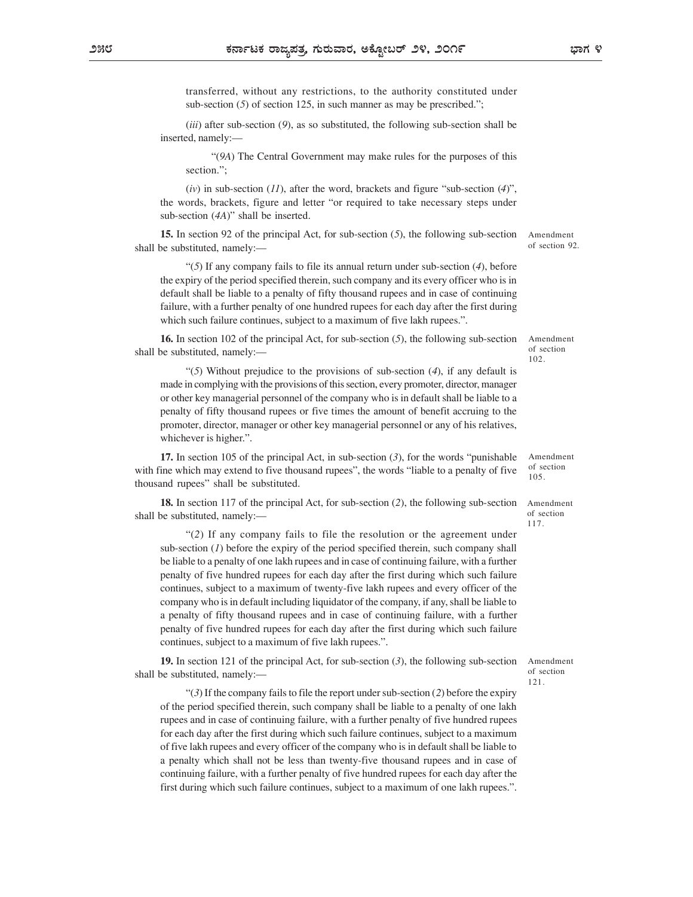transferred, without any restrictions, to the authority constituted under sub-section (*5*) of section 125, in such manner as may be prescribed.";

(*iii*) after sub-section (*9*), as so substituted, the following sub-section shall be inserted, namely:—

"(*9A*) The Central Government may make rules for the purposes of this section.";

(*iv*) in sub-section (*11*), after the word, brackets and figure "sub-section (*4*)", the words, brackets, figure and letter "or required to take necessary steps under sub-section (*4A*)" shall be inserted.

Amendment of section 92.

**15.** In section 92 of the principal Act, for sub-section (*5*), the following sub-section shall be substituted, namely:—

"(*5*) If any company fails to file its annual return under sub-section (*4*), before the expiry of the period specified therein, such company and its every officer who is in default shall be liable to a penalty of fifty thousand rupees and in case of continuing failure, with a further penalty of one hundred rupees for each day after the first during which such failure continues, subject to a maximum of five lakh rupees.".

Amendment of section 102.

**16.** In section 102 of the principal Act, for sub-section (*5*), the following sub-section shall be substituted, namely:—

"(*5*) Without prejudice to the provisions of sub-section (*4*), if any default is made in complying with the provisions of this section, every promoter, director, manager or other key managerial personnel of the company who is in default shall be liable to a penalty of fifty thousand rupees or five times the amount of benefit accruing to the promoter, director, manager or other key managerial personnel or any of his relatives, whichever is higher.".

Amendment of section 105.

**17.** In section 105 of the principal Act, in sub-section (*3*), for the words "punishable with fine which may extend to five thousand rupees", the words "liable to a penalty of five thousand rupees" shall be substituted.

Amendment of section 117.

**18.** In section 117 of the principal Act, for sub-section (*2*), the following sub-section shall be substituted, namely:—

"(*2*) If any company fails to file the resolution or the agreement under sub-section (*1*) before the expiry of the period specified therein, such company shall be liable to a penalty of one lakh rupees and in case of continuing failure, with a further penalty of five hundred rupees for each day after the first during which such failure continues, subject to a maximum of twenty-five lakh rupees and every officer of the company who is in default including liquidator of the company, if any, shall be liable to a penalty of fifty thousand rupees and in case of continuing failure, with a further penalty of five hundred rupees for each day after the first during which such failure continues, subject to a maximum of five lakh rupees.".

Amendment of section 121.

**19.** In section 121 of the principal Act, for sub-section (*3*), the following sub-section shall be substituted, namely:—

"(*3*) If the company fails to file the report under sub-section (*2*) before the expiry of the period specified therein, such company shall be liable to a penalty of one lakh rupees and in case of continuing failure, with a further penalty of five hundred rupees for each day after the first during which such failure continues, subject to a maximum of five lakh rupees and every officer of the company who is in default shall be liable to a penalty which shall not be less than twenty-five thousand rupees and in case of continuing failure, with a further penalty of five hundred rupees for each day after the first during which such failure continues, subject to a maximum of one lakh rupees.".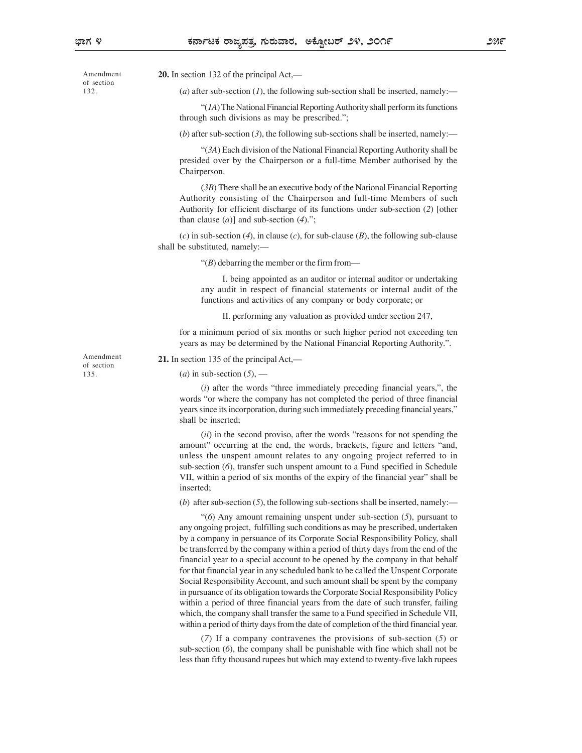Amendment of section 132.

**20.** In section 132 of the principal Act,—

(*a*) after sub-section (*1*), the following sub-section shall be inserted, namely:—

"(*1A*) The National Financial Reporting Authority shall perform its functions through such divisions as may be prescribed.";

(*b*) after sub-section (*3*), the following sub-sections shall be inserted, namely:—

"(*3A*) Each division of the National Financial Reporting Authority shall be presided over by the Chairperson or a full-time Member authorised by the Chairperson.

(*3B*) There shall be an executive body of the National Financial Reporting Authority consisting of the Chairperson and full-time Members of such Authority for efficient discharge of its functions under sub-section (*2*) [other than clause (*a*)] and sub-section (*4*).";

(*c*) in sub-section (*4*), in clause (*c*), for sub-clause (*B*), the following sub-clause shall be substituted, namely:—

"(*B*) debarring the member or the firm from—

I. being appointed as an auditor or internal auditor or undertaking any audit in respect of financial statements or internal audit of the functions and activities of any company or body corporate; or

II. performing any valuation as provided under section 247,

for a minimum period of six months or such higher period not exceeding ten years as may be determined by the National Financial Reporting Authority.".

Amendment of section 135.

**21.** In section 135 of the principal Act,—

(*a*) in sub-section (*5*), —

(*i*) after the words "three immediately preceding financial years,", the words "or where the company has not completed the period of three financial years since its incorporation, during such immediately preceding financial years," shall be inserted;

(*ii*) in the second proviso, after the words "reasons for not spending the amount" occurring at the end, the words, brackets, figure and letters "and, unless the unspent amount relates to any ongoing project referred to in sub-section (*6*), transfer such unspent amount to a Fund specified in Schedule VII, within a period of six months of the expiry of the financial year" shall be inserted;

(*b*) after sub-section (*5*), the following sub-sections shall be inserted, namely:—

"(*6*) Any amount remaining unspent under sub-section (*5*), pursuant to any ongoing project, fulfilling such conditions as may be prescribed, undertaken by a company in persuance of its Corporate Social Responsibility Policy, shall be transferred by the company within a period of thirty days from the end of the financial year to a special account to be opened by the company in that behalf for that financial year in any scheduled bank to be called the Unspent Corporate Social Responsibility Account, and such amount shall be spent by the company in pursuance of its obligation towards the Corporate Social Responsibility Policy within a period of three financial years from the date of such transfer, failing which, the company shall transfer the same to a Fund specified in Schedule VII, within a period of thirty days from the date of completion of the third financial year.

(*7*) If a company contravenes the provisions of sub-section (*5*) or sub-section (*6*), the company shall be punishable with fine which shall not be less than fifty thousand rupees but which may extend to twenty-five lakh rupees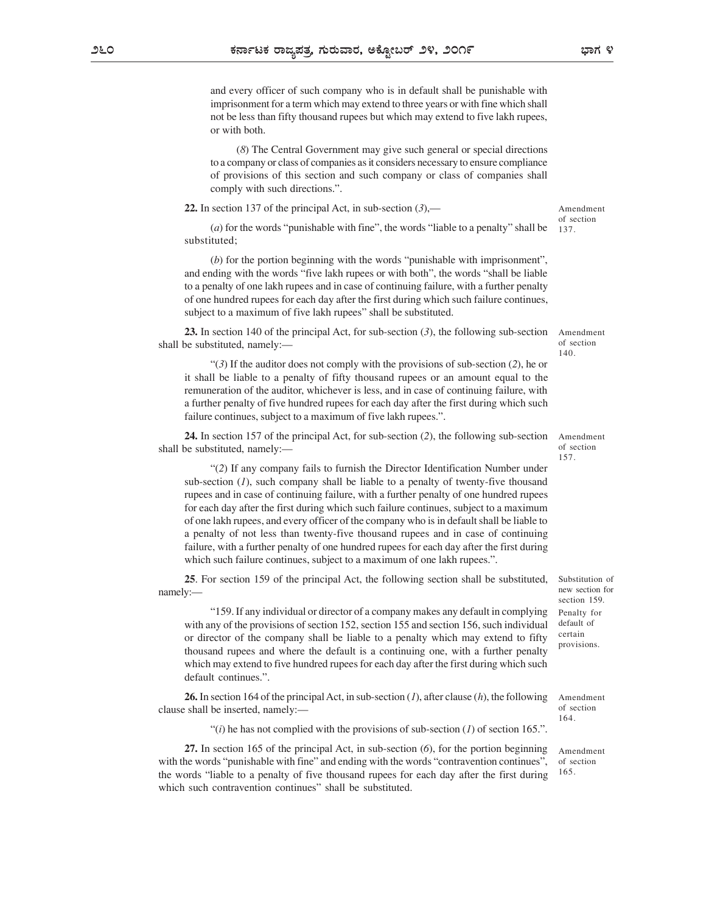and every officer of such company who is in default shall be punishable with imprisonment for a term which may extend to three years or with fine which shall not be less than fifty thousand rupees but which may extend to five lakh rupees, or with both.

(*8*) The Central Government may give such general or special directions to a company or class of companies as it considers necessary to ensure compliance of provisions of this section and such company or class of companies shall comply with such directions.".

*Amendment of section 137.*

**22.** In section 137 of the principal Act, in sub-section (*3*),—

(*a*) for the words "punishable with fine", the words "liable to a penalty" shall be substituted;

(*b*) for the portion beginning with the words "punishable with imprisonment", and ending with the words "five lakh rupees or with both", the words "shall be liable to a penalty of one lakh rupees and in case of continuing failure, with a further penalty of one hundred rupees for each day after the first during which such failure continues, subject to a maximum of five lakh rupees" shall be substituted.

*Amendment of section 140.*

**23.** In section 140 of the principal Act, for sub-section (*3*), the following sub-section shall be substituted, namely:—

"(*3*) If the auditor does not comply with the provisions of sub-section (*2*), he or it shall be liable to a penalty of fifty thousand rupees or an amount equal to the remuneration of the auditor, whichever is less, and in case of continuing failure, with a further penalty of five hundred rupees for each day after the first during which such failure continues, subject to a maximum of five lakh rupees.".

*Amendment of section 157.*

**24.** In section 157 of the principal Act, for sub-section (*2*), the following sub-section shall be substituted, namely:—

"(*2*) If any company fails to furnish the Director Identification Number under sub-section (*1*), such company shall be liable to a penalty of twenty-five thousand rupees and in case of continuing failure, with a further penalty of one hundred rupees for each day after the first during which such failure continues, subject to a maximum of one lakh rupees, and every officer of the company who is in default shall be liable to a penalty of not less than twenty-five thousand rupees and in case of continuing failure, with a further penalty of one hundred rupees for each day after the first during which such failure continues, subject to a maximum of one lakh rupees.".

*Substitution of new section for section 159.*

**25**. For section 159 of the principal Act, the following section shall be substituted, namely:—

*Penalty for default of certain provisions.*

"159. If any individual or director of a company makes any default in complying with any of the provisions of section 152, section 155 and section 156, such individual or director of the company shall be liable to a penalty which may extend to fifty thousand rupees and where the default is a continuing one, with a further penalty which may extend to five hundred rupees for each day after the first during which such default continues.".

*Amendment of section 164.*

**26.** In section 164 of the principal Act, in sub-section (*1*), after clause (*h*), the following clause shall be inserted, namely:—

"(*i*) he has not complied with the provisions of sub-section (*1*) of section 165.".

*Amendment of section 165.*

**27.** In section 165 of the principal Act, in sub-section (*6*), for the portion beginning with the words "punishable with fine" and ending with the words "contravention continues", the words "liable to a penalty of five thousand rupees for each day after the first during which such contravention continues" shall be substituted.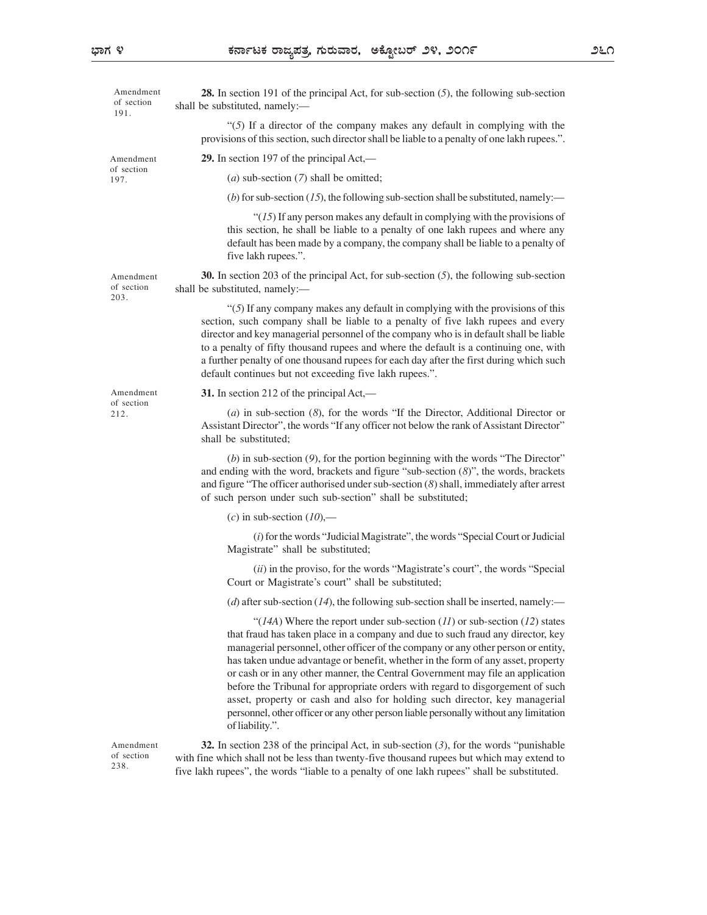Amendment of section 191.

**28.** In section 191 of the principal Act, for sub-section (*5*), the following sub-section shall be substituted, namely:—

"(*5*) If a director of the company makes any default in complying with the provisions of this section, such director shall be liable to a penalty of one lakh rupees.".

Amendment of section 197.

**29.** In section 197 of the principal Act,—

(*a*) sub-section (*7*) shall be omitted;

(*b*) for sub-section (*15*), the following sub-section shall be substituted, namely:—

"(*15*) If any person makes any default in complying with the provisions of this section, he shall be liable to a penalty of one lakh rupees and where any default has been made by a company, the company shall be liable to a penalty of five lakh rupees.".

Amendment of section 203.

**30.** In section 203 of the principal Act, for sub-section (*5*), the following sub-section shall be substituted, namely:—

"(*5*) If any company makes any default in complying with the provisions of this section, such company shall be liable to a penalty of five lakh rupees and every director and key managerial personnel of the company who is in default shall be liable to a penalty of fifty thousand rupees and where the default is a continuing one, with a further penalty of one thousand rupees for each day after the first during which such default continues but not exceeding five lakh rupees.".

Amendment of section 212.

**31.** In section 212 of the principal Act,—

(*a*) in sub-section (*8*), for the words "If the Director, Additional Director or Assistant Director", the words "If any officer not below the rank of Assistant Director" shall be substituted;

(*b*) in sub-section (*9*), for the portion beginning with the words "The Director" and ending with the word, brackets and figure "sub-section (*8*)", the words, brackets and figure "The officer authorised under sub-section (*8*) shall, immediately after arrest of such person under such sub-section" shall be substituted;

(*c*) in sub-section (*10*),—

(*i*) for the words "Judicial Magistrate", the words "Special Court or Judicial Magistrate" shall be substituted;

(*ii*) in the proviso, for the words "Magistrate's court", the words "Special Court or Magistrate's court" shall be substituted;

(*d*) after sub-section (*14*), the following sub-section shall be inserted, namely:—

"(*14A*) Where the report under sub-section (*11*) or sub-section (*12*) states that fraud has taken place in a company and due to such fraud any director, key managerial personnel, other officer of the company or any other person or entity, has taken undue advantage or benefit, whether in the form of any asset, property or cash or in any other manner, the Central Government may file an application before the Tribunal for appropriate orders with regard to disgorgement of such asset, property or cash and also for holding such director, key managerial personnel, other officer or any other person liable personally without any limitation of liability.".

Amendment of section 238.

**32.** In section 238 of the principal Act, in sub-section (*3*), for the words "punishable with fine which shall not be less than twenty-five thousand rupees but which may extend to five lakh rupees", the words "liable to a penalty of one lakh rupees" shall be substituted.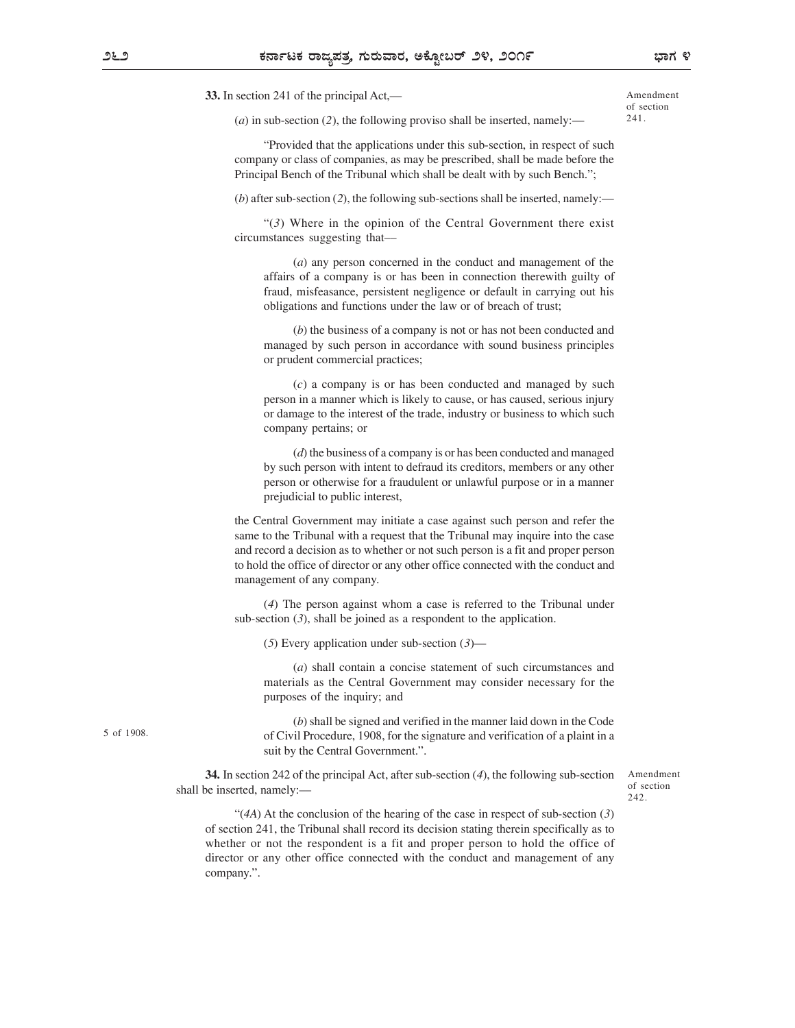**33.** In section 241 of the principal Act,—

Amendment of section 241.

(*a*) in sub-section (*2*), the following proviso shall be inserted, namely:—

"Provided that the applications under this sub-section, in respect of such company or class of companies, as may be prescribed, shall be made before the Principal Bench of the Tribunal which shall be dealt with by such Bench.";

(*b*) after sub-section (*2*), the following sub-sections shall be inserted, namely:—

"(*3*) Where in the opinion of the Central Government there exist circumstances suggesting that—

(*a*) any person concerned in the conduct and management of the affairs of a company is or has been in connection therewith guilty of fraud, misfeasance, persistent negligence or default in carrying out his obligations and functions under the law or of breach of trust;

(*b*) the business of a company is not or has not been conducted and managed by such person in accordance with sound business principles or prudent commercial practices;

(*c*) a company is or has been conducted and managed by such person in a manner which is likely to cause, or has caused, serious injury or damage to the interest of the trade, industry or business to which such company pertains; or

(*d*) the business of a company is or has been conducted and managed by such person with intent to defraud its creditors, members or any other person or otherwise for a fraudulent or unlawful purpose or in a manner prejudicial to public interest,

the Central Government may initiate a case against such person and refer the same to the Tribunal with a request that the Tribunal may inquire into the case and record a decision as to whether or not such person is a fit and proper person to hold the office of director or any other office connected with the conduct and management of any company.

(*4*) The person against whom a case is referred to the Tribunal under sub-section (*3*), shall be joined as a respondent to the application.

(*5*) Every application under sub-section (*3*)—

(*a*) shall contain a concise statement of such circumstances and materials as the Central Government may consider necessary for the purposes of the inquiry; and

(*b*) shall be signed and verified in the manner laid down in the Code of Civil Procedure, 1908, for the signature and verification of a plaint in a suit by the Central Government.".

5 of 1908.

**34.** In section 242 of the principal Act, after sub-section (*4*), the following sub-section shall be inserted, namely:—

Amendment of section 242.

"(*4A*) At the conclusion of the hearing of the case in respect of sub-section (*3*) of section 241, the Tribunal shall record its decision stating therein specifically as to whether or not the respondent is a fit and proper person to hold the office of director or any other office connected with the conduct and management of any company.".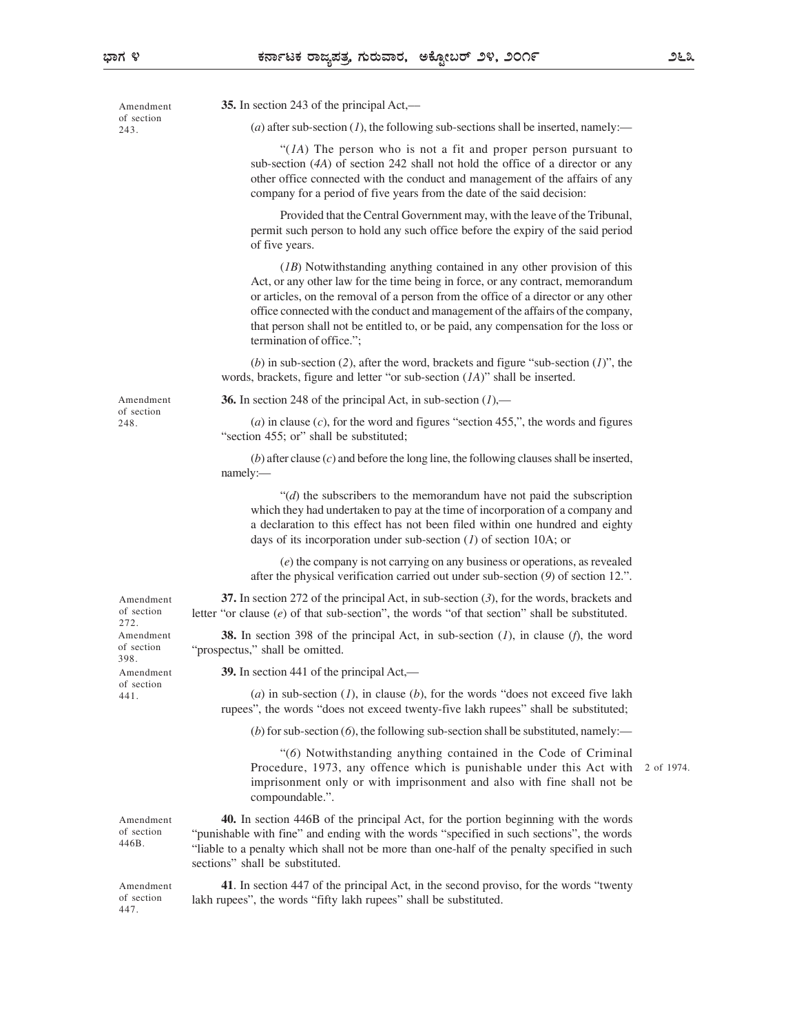Amendment of section 243.

**35.** In section 243 of the principal Act,—

(*a*) after sub-section (*1*), the following sub-sections shall be inserted, namely:—

"(*1A*) The person who is not a fit and proper person pursuant to sub-section (*4A*) of section 242 shall not hold the office of a director or any other office connected with the conduct and management of the affairs of any company for a period of five years from the date of the said decision:

Provided that the Central Government may, with the leave of the Tribunal, permit such person to hold any such office before the expiry of the said period of five years.

(*1B*) Notwithstanding anything contained in any other provision of this Act, or any other law for the time being in force, or any contract, memorandum or articles, on the removal of a person from the office of a director or any other office connected with the conduct and management of the affairs of the company, that person shall not be entitled to, or be paid, any compensation for the loss or termination of office.";

(*b*) in sub-section (*2*), after the word, brackets and figure "sub-section (*1*)", the words, brackets, figure and letter "or sub-section (*1A*)" shall be inserted.

Amendment of section 248.

**36.** In section 248 of the principal Act, in sub-section (*1*),—

(*a*) in clause (*c*), for the word and figures "section 455,", the words and figures "section 455; or" shall be substituted;

(*b*) after clause (*c*) and before the long line, the following clauses shall be inserted, namely:—

"(*d*) the subscribers to the memorandum have not paid the subscription which they had undertaken to pay at the time of incorporation of a company and a declaration to this effect has not been filed within one hundred and eighty days of its incorporation under sub-section (*1*) of section 10A; or

(*e*) the company is not carrying on any business or operations, as revealed after the physical verification carried out under sub-section (*9*) of section 12.".

Amendment of section 272.

**37.** In section 272 of the principal Act, in sub-section (*3*), for the words, brackets and letter "or clause (*e*) of that sub-section", the words "of that section" shall be substituted.

Amendment of section 398.

**38.** In section 398 of the principal Act, in sub-section (*1*), in clause (*f*), the word "prospectus," shall be omitted.

Amendment of section 441.

**39.** In section 441 of the principal Act,—

(*a*) in sub-section (*1*), in clause (*b*), for the words "does not exceed five lakh rupees", the words "does not exceed twenty-five lakh rupees" shall be substituted;

(*b*) for sub-section (*6*), the following sub-section shall be substituted, namely:—

"(*6*) Notwithstanding anything contained in the Code of Criminal Procedure, 1973, any offence which is punishable under this Act with imprisonment only or with imprisonment and also with fine shall not be compoundable.". 2 of 1974.

Amendment of section 446B.

**40.** In section 446B of the principal Act, for the portion beginning with the words "punishable with fine" and ending with the words "specified in such sections", the words "liable to a penalty which shall not be more than one-half of the penalty specified in such sections" shall be substituted.

Amendment of section 447.

**41**. In section 447 of the principal Act, in the second proviso, for the words "twenty lakh rupees", the words "fifty lakh rupees" shall be substituted.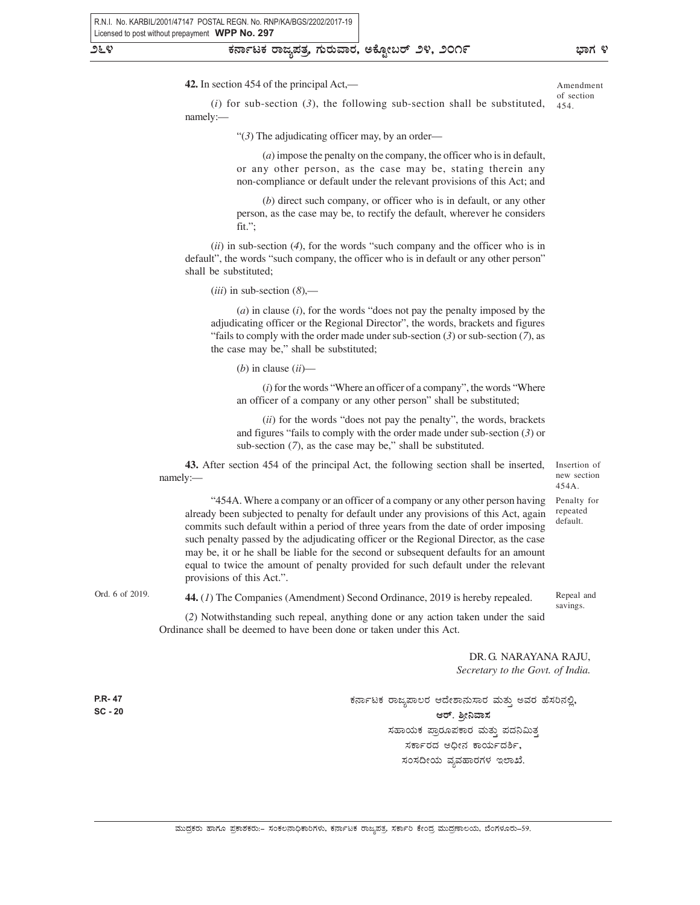**42.** In section 454 of the principal Act,—

Amendment of section 454.

(*i*) for sub-section (*3*), the following sub-section shall be substituted, namely:—

"(*3*) The adjudicating officer may, by an order—

(*a*) impose the penalty on the company, the officer who is in default, or any other person, as the case may be, stating therein any non-compliance or default under the relevant provisions of this Act; and

(*b*) direct such company, or officer who is in default, or any other person, as the case may be, to rectify the default, wherever he considers fit.";

(*ii*) in sub-section (*4*), for the words "such company and the officer who is in default", the words "such company, the officer who is in default or any other person" shall be substituted;

(*iii*) in sub-section (*8*),—

(*a*) in clause (*i*), for the words "does not pay the penalty imposed by the adjudicating officer or the Regional Director", the words, brackets and figures "fails to comply with the order made under sub-section (*3*) or sub-section (*7*), as the case may be," shall be substituted;

(*b*) in clause (*ii*)—

(*i*) for the words "Where an officer of a company", the words "Where an officer of a company or any other person" shall be substituted;

(*ii*) for the words "does not pay the penalty", the words, brackets and figures "fails to comply with the order made under sub-section (*3*) or sub-section (*7*), as the case may be," shall be substituted.

**43.** After section 454 of the principal Act, the following section shall be inserted, namely:—

Insertion of new section 454A.

Penalty for repeated default.

"454A. Where a company or an officer of a company or any other person having already been subjected to penalty for default under any provisions of this Act, again commits such default within a period of three years from the date of order imposing such penalty passed by the adjudicating officer or the Regional Director, as the case may be, it or he shall be liable for the second or subsequent defaults for an amount equal to twice the amount of penalty provided for such default under the relevant provisions of this Act.".

Ord. 6 of 2019.

Repeal and savings.

**44.** (*1*) The Companies (Amendment) Second Ordinance, 2019 is hereby repealed.

(*2*) Notwithstanding such repeal, anything done or any action taken under the said Ordinance shall be deemed to have been done or taken under this Act.

DR. G. NARAYANA RAJU,
*Secretary to the Govt. of India.*

P.R- 47
SC - 20

ಕರ್ನಾಟಕ ರಾಜ್ಯಪಾಲರ ಆದೇಶಾನುಸಾರ ಮತ್ತು ಅವರ ಹೆಸರಿನಲ್ಲಿ,

**ಆರ್. ಶ್ರೀನಿವಾಸ**

ಸಹಾಯಕ ಪ್ರಾರೂಪಕಾರ ಮತ್ತು ಪದನಿಮಿತ್ತ
ಸರ್ಕಾರದ ಅಧೀನ ಕಾರ್ಯದರ್ಶಿ,
ಸಂಸದೀಯ ವ್ಯವಹಾರಗಳ ಇಲಾಖೆ.

ಮುದ್ರಕರು ಹಾಗೂ ಪ್ರಕಾಶಕರು:– ಸಂಕಲನಾಧಿಕಾರಿಗಳು, ಕರ್ನಾಟಕ ರಾಜ್ಯಪತ್ರ, ಸರ್ಕಾರಿ ಕೇಂದ್ರ ಮುದ್ರಣಾಲಯ, ಬೆಂಗಳೂರು–59.